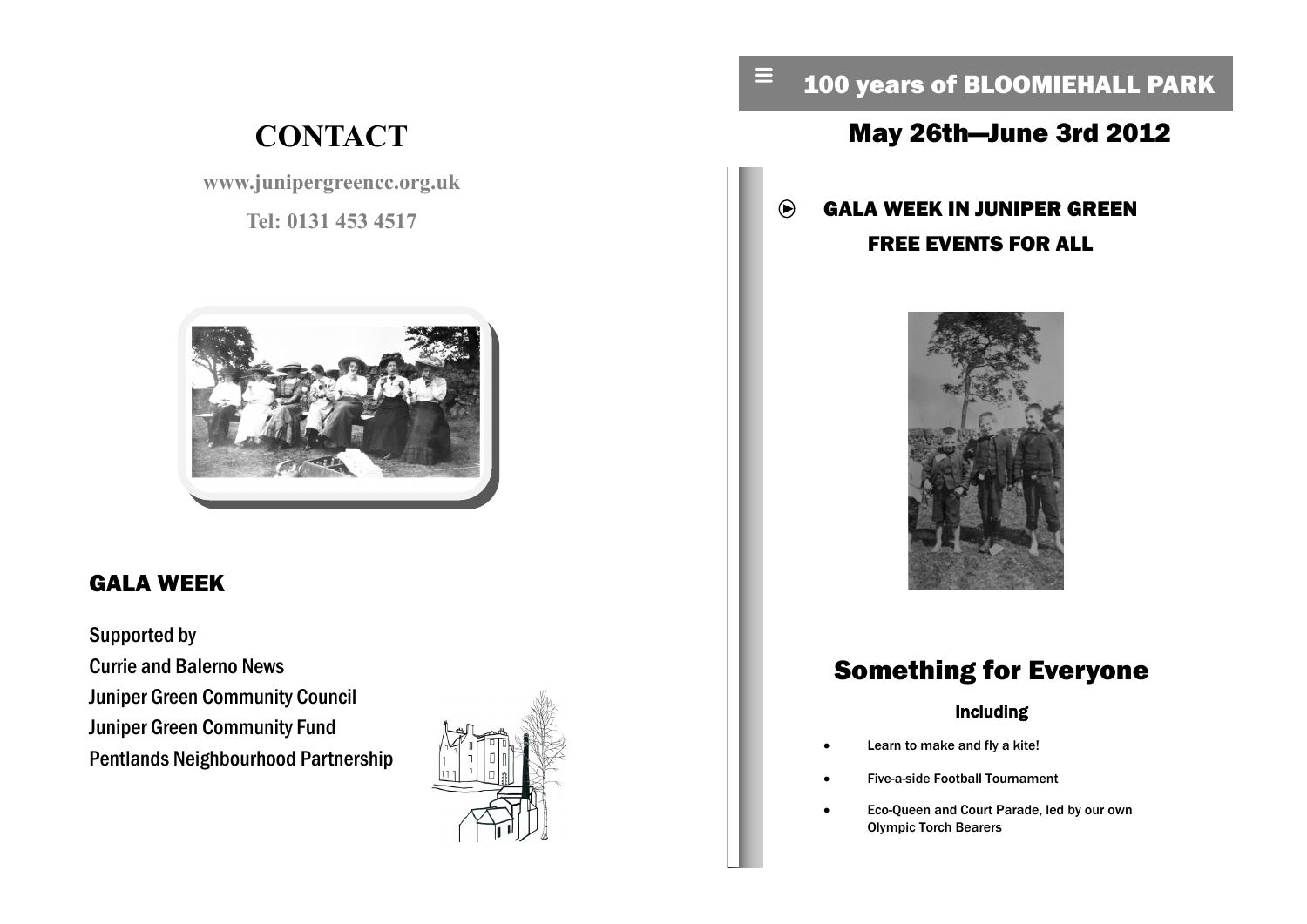# CONTACT

www.junipergreencc.org.uk

Tel: 0131 453 4517

## GALA WEEK

Supported by
Currie and Balerno News
Juniper Green Community Council
Juniper Green Community Fund
Pentlands Neighbourhood Partnership

# 100 years of BLOOMIEHALL PARK

## May 26th—June 3rd 2012

### GALA WEEK IN JUNIPER GREEN
### FREE EVENTS FOR ALL

## Something for Everyone

### Including

- Learn to make and fly a kite!
- Five-a-side Football Tournament
- Eco-Queen and Court Parade, led by our own Olympic Torch Bearers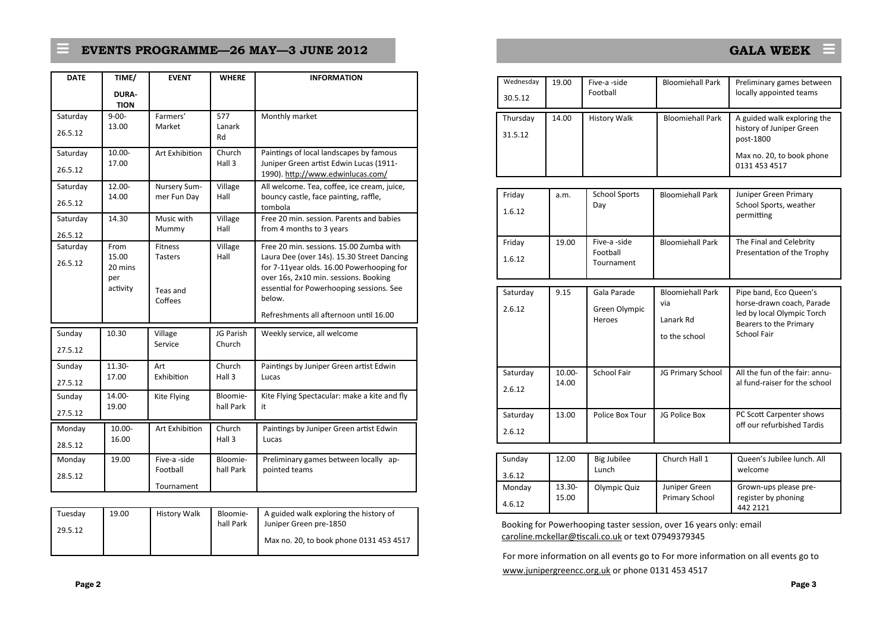## EVENTS PROGRAMME—26 MAY—3 JUNE 2012

| DATE | TIME/ DURATION | EVENT | WHERE | INFORMATION |
|---|---|---|---|---|
| Saturday 26.5.12 | 9-00-13.00 | Farmers' Market | 577 Lanark Rd | Monthly market |
| Saturday 26.5.12 | 10.00-17.00 | Art Exhibition | Church Hall 3 | Paintings of local landscapes by famous Juniper Green artist Edwin Lucas (1911-1990). http://www.edwinlucas.com/ |
| Saturday 26.5.12 | 12.00-14.00 | Nursery Summer Fun Day | Village Hall | All welcome. Tea, coffee, ice cream, juice, bouncy castle, face painting, raffle, tombola |
| Saturday 26.5.12 | 14.30 | Music with Mummy | Village Hall | Free 20 min. session. Parents and babies from 4 months to 3 years |
| Saturday 26.5.12 | From 15.00 20 mins per activity | Fitness Tasters<br>Teas and Coffees | Village Hall | Free 20 min. sessions. 15.00 Zumba with Laura Dee (over 14s). 15.30 Street Dancing for 7-11year olds. 16.00 Powerhooping for over 16s, 2x10 min. sessions. Booking essential for Powerhooping sessions. See below.<br>Refreshments all afternoon until 16.00 |
| Sunday 27.5.12 | 10.30 | Village Service | JG Parish Church | Weekly service, all welcome |
| Sunday 27.5.12 | 11.30-17.00 | Art Exhibition | Church Hall 3 | Paintings by Juniper Green artist Edwin Lucas |
| Sunday 27.5.12 | 14.00-19.00 | Kite Flying | Bloomiehall Park | Kite Flying Spectacular: make a kite and fly it |
| Monday 28.5.12 | 10.00-16.00 | Art Exhibition | Church Hall 3 | Paintings by Juniper Green artist Edwin Lucas |
| Monday 28.5.12 | 19.00 | Five-a -side Football Tournament | Bloomiehall Park | Preliminary games between locally appointed teams |
| Tuesday 29.5.12 | 19.00 | History Walk | Bloomiehall Park | A guided walk exploring the history of Juniper Green pre-1850<br>Max no. 20, to book phone 0131 453 4517 |

## GALA WEEK

| | | | | |
|---|---|---|---|---|
| Wednesday 30.5.12 | 19.00 | Five-a -side Football | Bloomiehall Park | Preliminary games between locally appointed teams |
| Thursday 31.5.12 | 14.00 | History Walk | Bloomiehall Park | A guided walk exploring the history of Juniper Green post-1800<br>Max no. 20, to book phone 0131 453 4517 |
| Friday 1.6.12 | a.m. | School Sports Day | Bloomiehall Park | Juniper Green Primary School Sports, weather permitting |
| Friday 1.6.12 | 19.00 | Five-a -side Football Tournament | Bloomiehall Park | The Final and Celebrity Presentation of the Trophy |
| Saturday 2.6.12 | 9.15 | Gala Parade<br>Green Olympic Heroes | Bloomiehall Park via Lanark Rd to the school | Pipe band, Eco Queen's horse-drawn coach, Parade led by local Olympic Torch Bearers to the Primary School Fair |
| Saturday 2.6.12 | 10.00-14.00 | School Fair | JG Primary School | All the fun of the fair: annual fund-raiser for the school |
| Saturday 2.6.12 | 13.00 | Police Box Tour | JG Police Box | PC Scott Carpenter shows off our refurbished Tardis |
| Sunday 3.6.12 | 12.00 | Big Jubilee Lunch | Church Hall 1 | Queen's Jubilee lunch. All welcome |
| Monday 4.6.12 | 13.30-15.00 | Olympic Quiz | Juniper Green Primary School | Grown-ups please pre-register by phoning 442 2121 |

Booking for Powerhooping taster session, over 16 years only: email caroline.mckellar@tiscali.co.uk or text 07949379345

For more information on all events go to For more information on all events go to www.junipergreencc.org.uk or phone 0131 453 4517